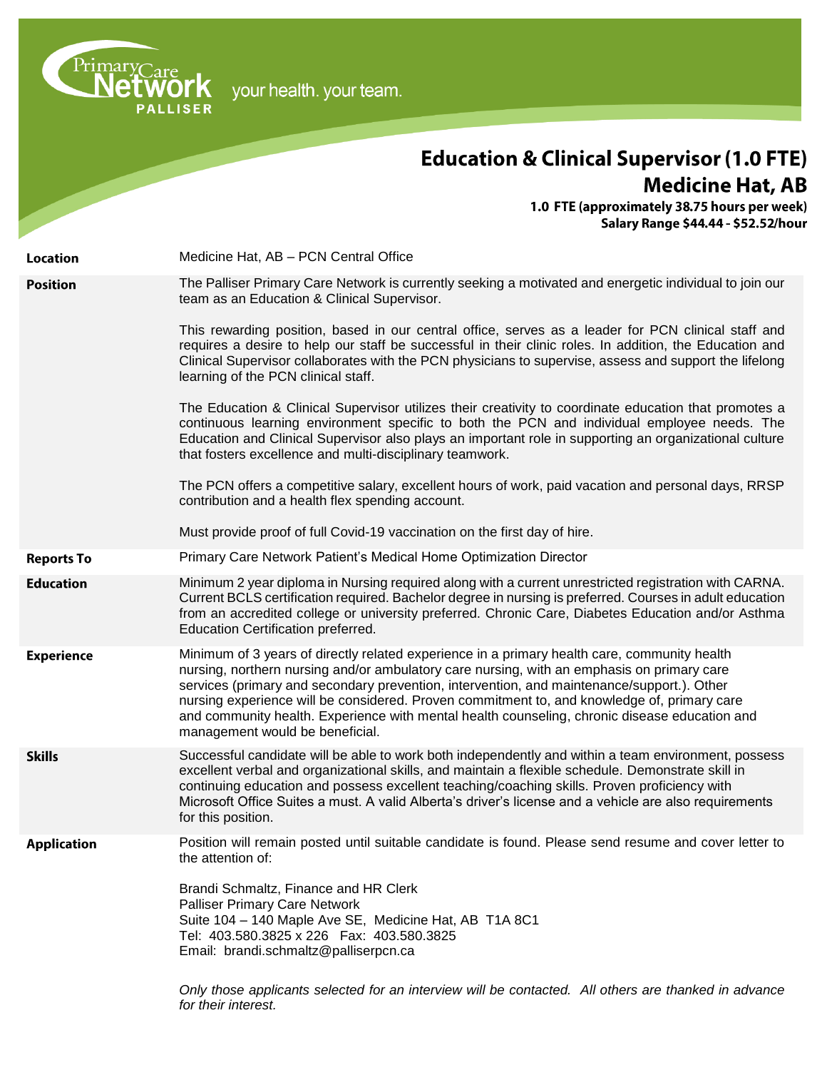Primary Care Network PALLISER your health. your team.

# Education & Clinical Supervisor (1.0 FTE)
## Medicine Hat, AB

**1.0 FTE (approximately 38.75 hours per week)**
**Salary Range $44.44 - $52.52/hour**

**Location**

Medicine Hat, AB – PCN Central Office

**Position**

The Palliser Primary Care Network is currently seeking a motivated and energetic individual to join our team as an Education & Clinical Supervisor.

This rewarding position, based in our central office, serves as a leader for PCN clinical staff and requires a desire to help our staff be successful in their clinic roles. In addition, the Education and Clinical Supervisor collaborates with the PCN physicians to supervise, assess and support the lifelong learning of the PCN clinical staff.

The Education & Clinical Supervisor utilizes their creativity to coordinate education that promotes a continuous learning environment specific to both the PCN and individual employee needs. The Education and Clinical Supervisor also plays an important role in supporting an organizational culture that fosters excellence and multi-disciplinary teamwork.

The PCN offers a competitive salary, excellent hours of work, paid vacation and personal days, RRSP contribution and a health flex spending account.

Must provide proof of full Covid-19 vaccination on the first day of hire.

**Reports To**

Primary Care Network Patient's Medical Home Optimization Director

**Education**

Minimum 2 year diploma in Nursing required along with a current unrestricted registration with CARNA. Current BCLS certification required. Bachelor degree in nursing is preferred. Courses in adult education from an accredited college or university preferred. Chronic Care, Diabetes Education and/or Asthma Education Certification preferred.

**Experience**

Minimum of 3 years of directly related experience in a primary health care, community health nursing, northern nursing and/or ambulatory care nursing, with an emphasis on primary care services (primary and secondary prevention, intervention, and maintenance/support.). Other nursing experience will be considered. Proven commitment to, and knowledge of, primary care and community health. Experience with mental health counseling, chronic disease education and management would be beneficial.

**Skills**

Successful candidate will be able to work both independently and within a team environment, possess excellent verbal and organizational skills, and maintain a flexible schedule. Demonstrate skill in continuing education and possess excellent teaching/coaching skills. Proven proficiency with Microsoft Office Suites a must. A valid Alberta's driver's license and a vehicle are also requirements for this position.

**Application**

Position will remain posted until suitable candidate is found. Please send resume and cover letter to the attention of:

Brandi Schmaltz, Finance and HR Clerk
Palliser Primary Care Network
Suite 104 – 140 Maple Ave SE, Medicine Hat, AB T1A 8C1
Tel: 403.580.3825 x 226 Fax: 403.580.3825
Email: brandi.schmaltz@palliserpcn.ca

*Only those applicants selected for an interview will be contacted. All others are thanked in advance for their interest.*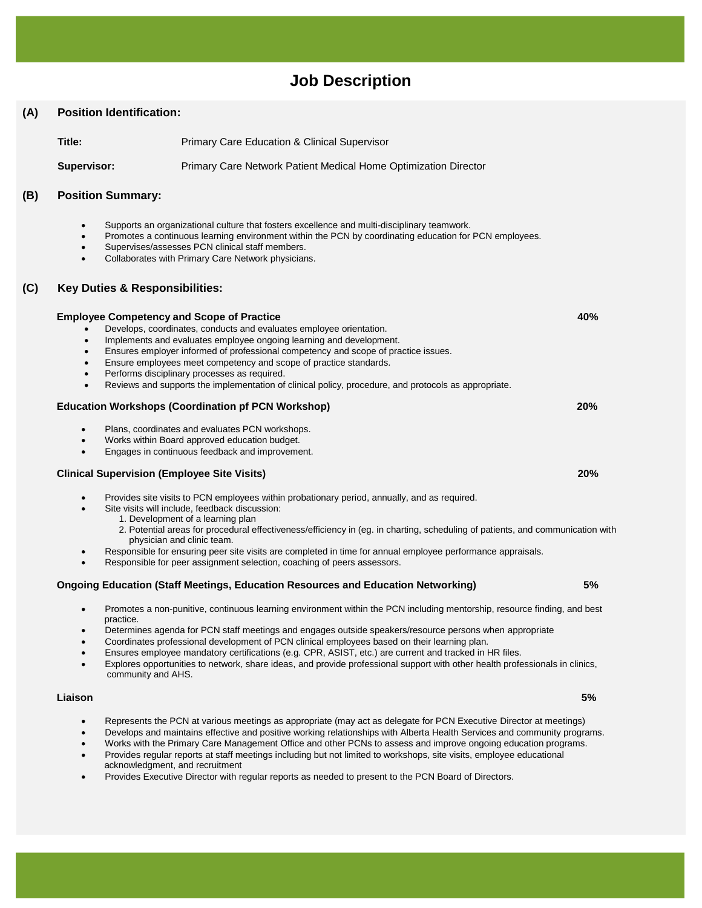# Job Description

## (A) Position Identification:

**Title:** Primary Care Education & Clinical Supervisor

**Supervisor:** Primary Care Network Patient Medical Home Optimization Director

## (B) Position Summary:

- Supports an organizational culture that fosters excellence and multi-disciplinary teamwork.
- Promotes a continuous learning environment within the PCN by coordinating education for PCN employees.
- Supervises/assesses PCN clinical staff members.
- Collaborates with Primary Care Network physicians.

## (C) Key Duties & Responsibilities:

**Employee Competency and Scope of Practice** — **40%**

- Develops, coordinates, conducts and evaluates employee orientation.
- Implements and evaluates employee ongoing learning and development.
- Ensures employer informed of professional competency and scope of practice issues.
- Ensure employees meet competency and scope of practice standards.
- Performs disciplinary processes as required.
- Reviews and supports the implementation of clinical policy, procedure, and protocols as appropriate.

**Education Workshops (Coordination pf PCN Workshop)** — **20%**

- Plans, coordinates and evaluates PCN workshops.
- Works within Board approved education budget.
- Engages in continuous feedback and improvement.

**Clinical Supervision (Employee Site Visits)** — **20%**

- Provides site visits to PCN employees within probationary period, annually, and as required.
- Site visits will include, feedback discussion:
  1. Development of a learning plan
  2. Potential areas for procedural effectiveness/efficiency in (eg. in charting, scheduling of patients, and communication with physician and clinic team.
- Responsible for ensuring peer site visits are completed in time for annual employee performance appraisals.
- Responsible for peer assignment selection, coaching of peers assessors.

**Ongoing Education (Staff Meetings, Education Resources and Education Networking)** — **5%**

- Promotes a non-punitive, continuous learning environment within the PCN including mentorship, resource finding, and best practice.
- Determines agenda for PCN staff meetings and engages outside speakers/resource persons when appropriate
- Coordinates professional development of PCN clinical employees based on their learning plan.
- Ensures employee mandatory certifications (e.g. CPR, ASIST, etc.) are current and tracked in HR files.
- Explores opportunities to network, share ideas, and provide professional support with other health professionals in clinics, community and AHS.

**Liaison** — **5%**

- Represents the PCN at various meetings as appropriate (may act as delegate for PCN Executive Director at meetings)
- Develops and maintains effective and positive working relationships with Alberta Health Services and community programs.
- Works with the Primary Care Management Office and other PCNs to assess and improve ongoing education programs.
- Provides regular reports at staff meetings including but not limited to workshops, site visits, employee educational acknowledgment, and recruitment
- Provides Executive Director with regular reports as needed to present to the PCN Board of Directors.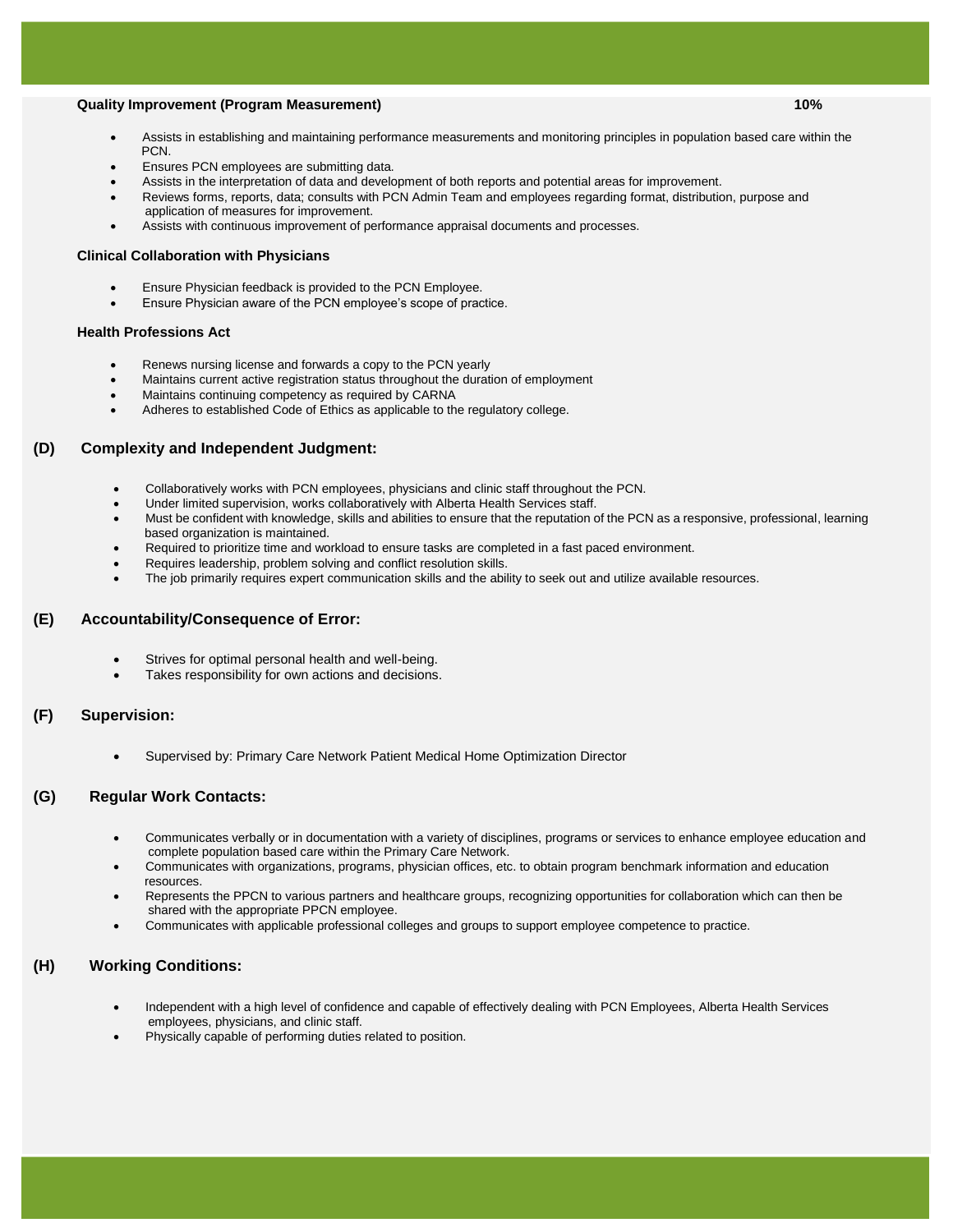**Quality Improvement (Program Measurement)** **10%**

- Assists in establishing and maintaining performance measurements and monitoring principles in population based care within the PCN.
- Ensures PCN employees are submitting data.
- Assists in the interpretation of data and development of both reports and potential areas for improvement.
- Reviews forms, reports, data; consults with PCN Admin Team and employees regarding format, distribution, purpose and application of measures for improvement.
- Assists with continuous improvement of performance appraisal documents and processes.

**Clinical Collaboration with Physicians**

- Ensure Physician feedback is provided to the PCN Employee.
- Ensure Physician aware of the PCN employee's scope of practice.

**Health Professions Act**

- Renews nursing license and forwards a copy to the PCN yearly
- Maintains current active registration status throughout the duration of employment
- Maintains continuing competency as required by CARNA
- Adheres to established Code of Ethics as applicable to the regulatory college.

## (D) Complexity and Independent Judgment:

- Collaboratively works with PCN employees, physicians and clinic staff throughout the PCN.
- Under limited supervision, works collaboratively with Alberta Health Services staff.
- Must be confident with knowledge, skills and abilities to ensure that the reputation of the PCN as a responsive, professional, learning based organization is maintained.
- Required to prioritize time and workload to ensure tasks are completed in a fast paced environment.
- Requires leadership, problem solving and conflict resolution skills.
- The job primarily requires expert communication skills and the ability to seek out and utilize available resources.

## (E) Accountability/Consequence of Error:

- Strives for optimal personal health and well-being.
- Takes responsibility for own actions and decisions.

## (F) Supervision:

- Supervised by: Primary Care Network Patient Medical Home Optimization Director

## (G) Regular Work Contacts:

- Communicates verbally or in documentation with a variety of disciplines, programs or services to enhance employee education and complete population based care within the Primary Care Network.
- Communicates with organizations, programs, physician offices, etc. to obtain program benchmark information and education resources.
- Represents the PPCN to various partners and healthcare groups, recognizing opportunities for collaboration which can then be shared with the appropriate PPCN employee.
- Communicates with applicable professional colleges and groups to support employee competence to practice.

## (H) Working Conditions:

- Independent with a high level of confidence and capable of effectively dealing with PCN Employees, Alberta Health Services employees, physicians, and clinic staff.
- Physically capable of performing duties related to position.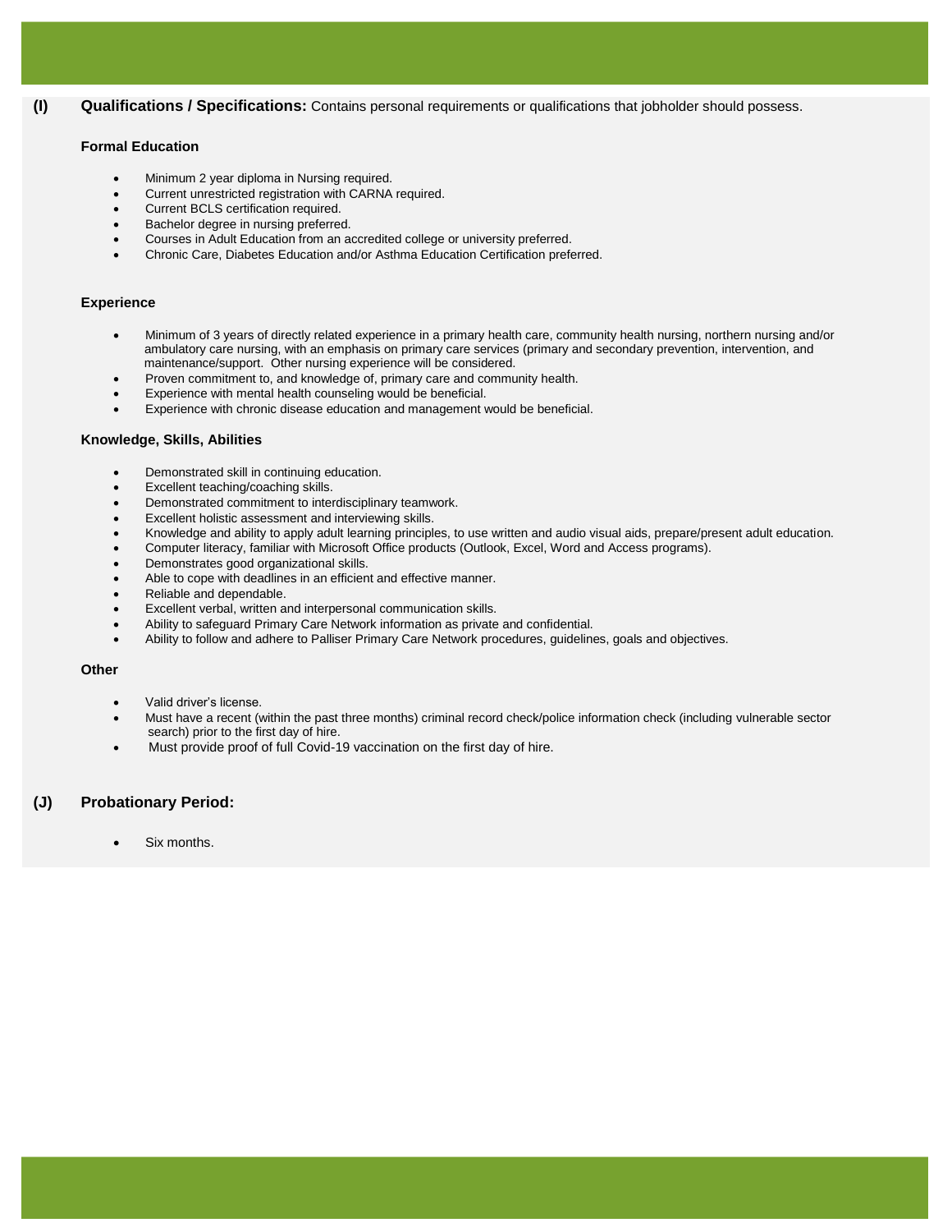## (I) Qualifications / Specifications: Contains personal requirements or qualifications that jobholder should possess.

### Formal Education

- Minimum 2 year diploma in Nursing required.
- Current unrestricted registration with CARNA required.
- Current BCLS certification required.
- Bachelor degree in nursing preferred.
- Courses in Adult Education from an accredited college or university preferred.
- Chronic Care, Diabetes Education and/or Asthma Education Certification preferred.

### Experience

- Minimum of 3 years of directly related experience in a primary health care, community health nursing, northern nursing and/or ambulatory care nursing, with an emphasis on primary care services (primary and secondary prevention, intervention, and maintenance/support. Other nursing experience will be considered.
- Proven commitment to, and knowledge of, primary care and community health.
- Experience with mental health counseling would be beneficial.
- Experience with chronic disease education and management would be beneficial.

### Knowledge, Skills, Abilities

- Demonstrated skill in continuing education.
- Excellent teaching/coaching skills.
- Demonstrated commitment to interdisciplinary teamwork.
- Excellent holistic assessment and interviewing skills.
- Knowledge and ability to apply adult learning principles, to use written and audio visual aids, prepare/present adult education.
- Computer literacy, familiar with Microsoft Office products (Outlook, Excel, Word and Access programs).
- Demonstrates good organizational skills.
- Able to cope with deadlines in an efficient and effective manner.
- Reliable and dependable.
- Excellent verbal, written and interpersonal communication skills.
- Ability to safeguard Primary Care Network information as private and confidential.
- Ability to follow and adhere to Palliser Primary Care Network procedures, guidelines, goals and objectives.

### Other

- Valid driver's license.
- Must have a recent (within the past three months) criminal record check/police information check (including vulnerable sector search) prior to the first day of hire.
- Must provide proof of full Covid-19 vaccination on the first day of hire.

## (J) Probationary Period:

- Six months.